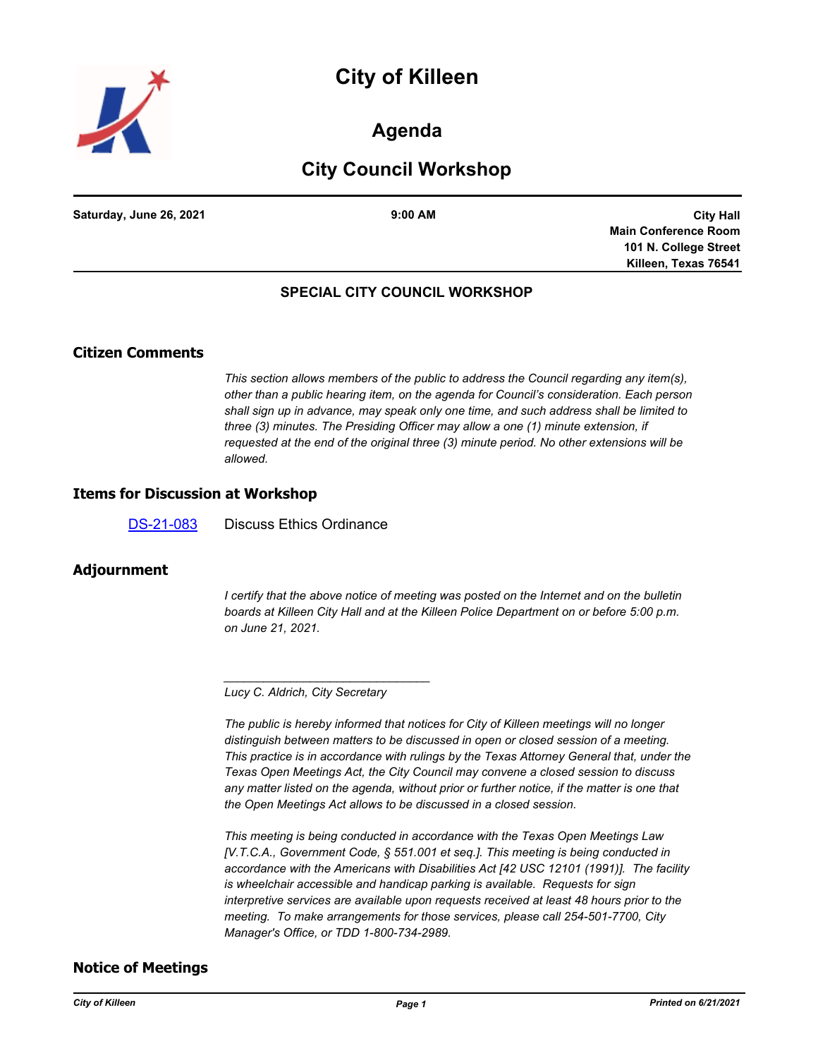# City of Killeen

## Agenda

## City Council Workshop

**Saturday, June 26, 2021** | **9:00 AM** | **City Hall Main Conference Room 101 N. College Street Killeen, Texas 76541**

### SPECIAL CITY COUNCIL WORKSHOP

## Citizen Comments

*This section allows members of the public to address the Council regarding any item(s), other than a public hearing item, on the agenda for Council's consideration. Each person shall sign up in advance, may speak only one time, and such address shall be limited to three (3) minutes. The Presiding Officer may allow a one (1) minute extension, if requested at the end of the original three (3) minute period. No other extensions will be allowed.*

## Items for Discussion at Workshop

DS-21-083 Discuss Ethics Ordinance

## Adjournment

*I certify that the above notice of meeting was posted on the Internet and on the bulletin boards at Killeen City Hall and at the Killeen Police Department on or before 5:00 p.m. on June 21, 2021.*

_______________________________

*Lucy C. Aldrich, City Secretary*

*The public is hereby informed that notices for City of Killeen meetings will no longer distinguish between matters to be discussed in open or closed session of a meeting. This practice is in accordance with rulings by the Texas Attorney General that, under the Texas Open Meetings Act, the City Council may convene a closed session to discuss any matter listed on the agenda, without prior or further notice, if the matter is one that the Open Meetings Act allows to be discussed in a closed session.*

*This meeting is being conducted in accordance with the Texas Open Meetings Law [V.T.C.A., Government Code, § 551.001 et seq.]. This meeting is being conducted in accordance with the Americans with Disabilities Act [42 USC 12101 (1991)]. The facility is wheelchair accessible and handicap parking is available. Requests for sign interpretive services are available upon requests received at least 48 hours prior to the meeting. To make arrangements for those services, please call 254-501-7700, City Manager's Office, or TDD 1-800-734-2989.*

## Notice of Meetings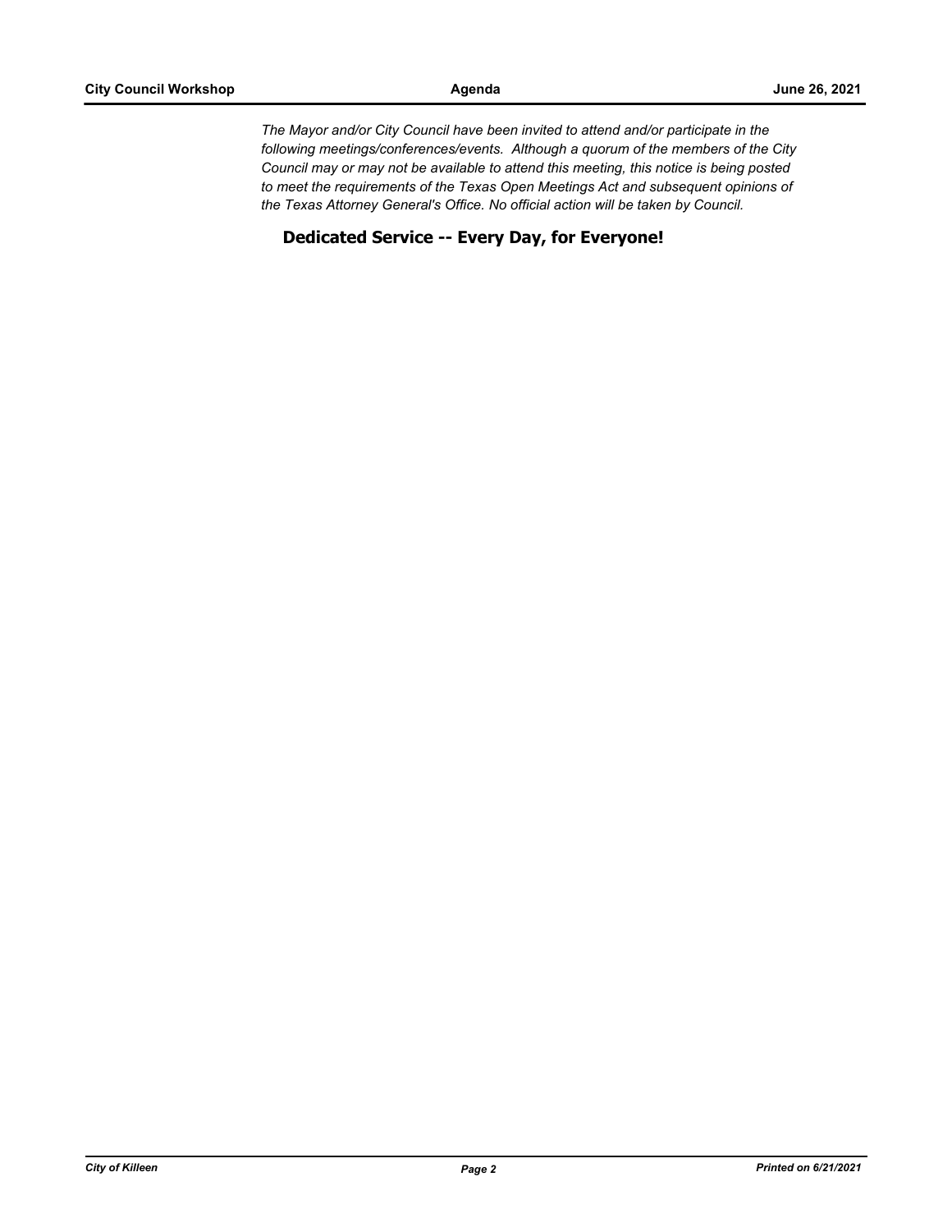*The Mayor and/or City Council have been invited to attend and/or participate in the following meetings/conferences/events. Although a quorum of the members of the City Council may or may not be available to attend this meeting, this notice is being posted to meet the requirements of the Texas Open Meetings Act and subsequent opinions of the Texas Attorney General's Office. No official action will be taken by Council.*

**Dedicated Service -- Every Day, for Everyone!**